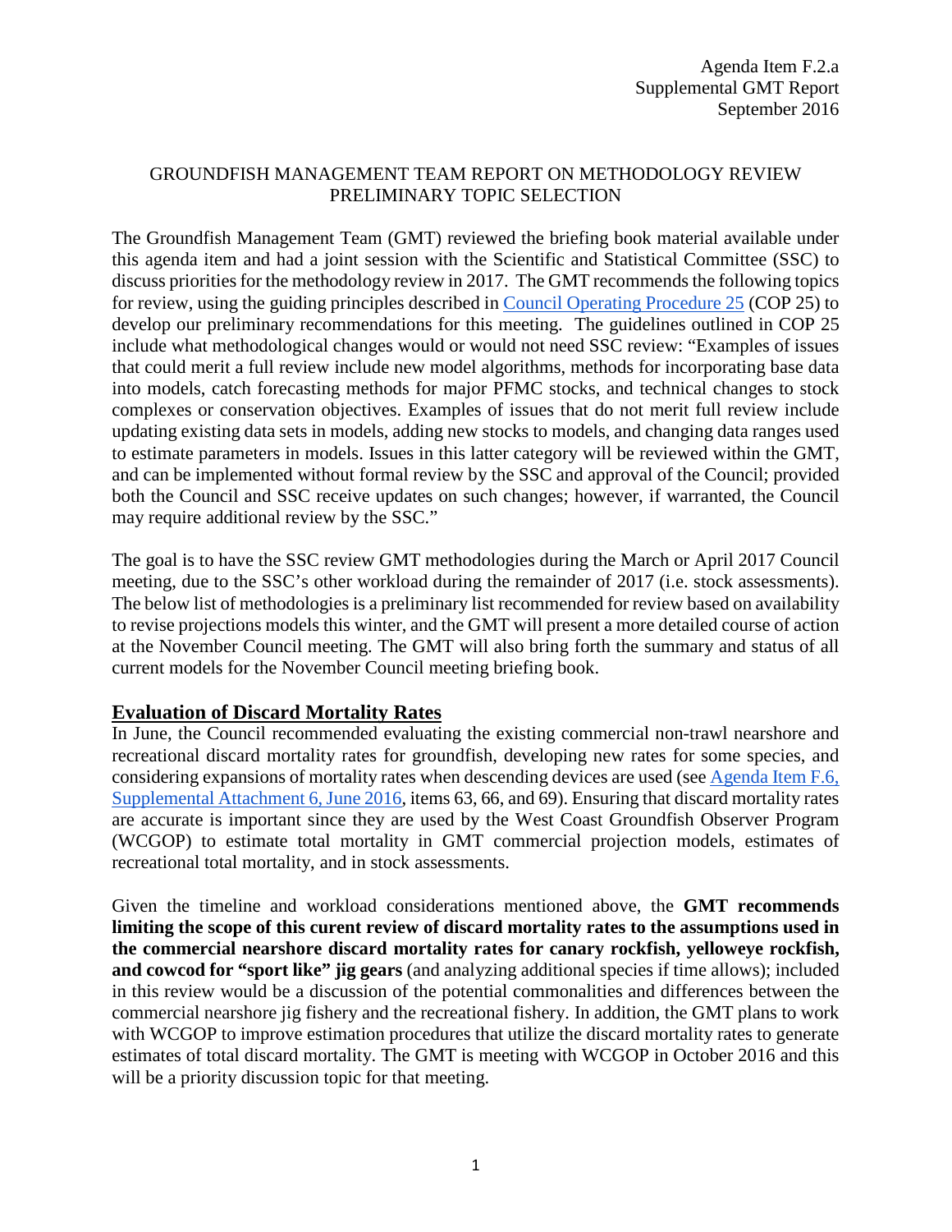Agenda Item F.2.a
Supplemental GMT Report
September 2016

GROUNDFISH MANAGEMENT TEAM REPORT ON METHODOLOGY REVIEW PRELIMINARY TOPIC SELECTION

The Groundfish Management Team (GMT) reviewed the briefing book material available under this agenda item and had a joint session with the Scientific and Statistical Committee (SSC) to discuss priorities for the methodology review in 2017. The GMT recommends the following topics for review, using the guiding principles described in Council Operating Procedure 25 (COP 25) to develop our preliminary recommendations for this meeting. The guidelines outlined in COP 25 include what methodological changes would or would not need SSC review: "Examples of issues that could merit a full review include new model algorithms, methods for incorporating base data into models, catch forecasting methods for major PFMC stocks, and technical changes to stock complexes or conservation objectives. Examples of issues that do not merit full review include updating existing data sets in models, adding new stocks to models, and changing data ranges used to estimate parameters in models. Issues in this latter category will be reviewed within the GMT, and can be implemented without formal review by the SSC and approval of the Council; provided both the Council and SSC receive updates on such changes; however, if warranted, the Council may require additional review by the SSC."

The goal is to have the SSC review GMT methodologies during the March or April 2017 Council meeting, due to the SSC's other workload during the remainder of 2017 (i.e. stock assessments). The below list of methodologies is a preliminary list recommended for review based on availability to revise projections models this winter, and the GMT will present a more detailed course of action at the November Council meeting. The GMT will also bring forth the summary and status of all current models for the November Council meeting briefing book.

## Evaluation of Discard Mortality Rates

In June, the Council recommended evaluating the existing commercial non-trawl nearshore and recreational discard mortality rates for groundfish, developing new rates for some species, and considering expansions of mortality rates when descending devices are used (see Agenda Item F.6, Supplemental Attachment 6, June 2016, items 63, 66, and 69). Ensuring that discard mortality rates are accurate is important since they are used by the West Coast Groundfish Observer Program (WCGOP) to estimate total mortality in GMT commercial projection models, estimates of recreational total mortality, and in stock assessments.

Given the timeline and workload considerations mentioned above, the **GMT recommends limiting the scope of this curent review of discard mortality rates to the assumptions used in the commercial nearshore discard mortality rates for canary rockfish, yelloweye rockfish, and cowcod for "sport like" jig gears** (and analyzing additional species if time allows); included in this review would be a discussion of the potential commonalities and differences between the commercial nearshore jig fishery and the recreational fishery. In addition, the GMT plans to work with WCGOP to improve estimation procedures that utilize the discard mortality rates to generate estimates of total discard mortality. The GMT is meeting with WCGOP in October 2016 and this will be a priority discussion topic for that meeting.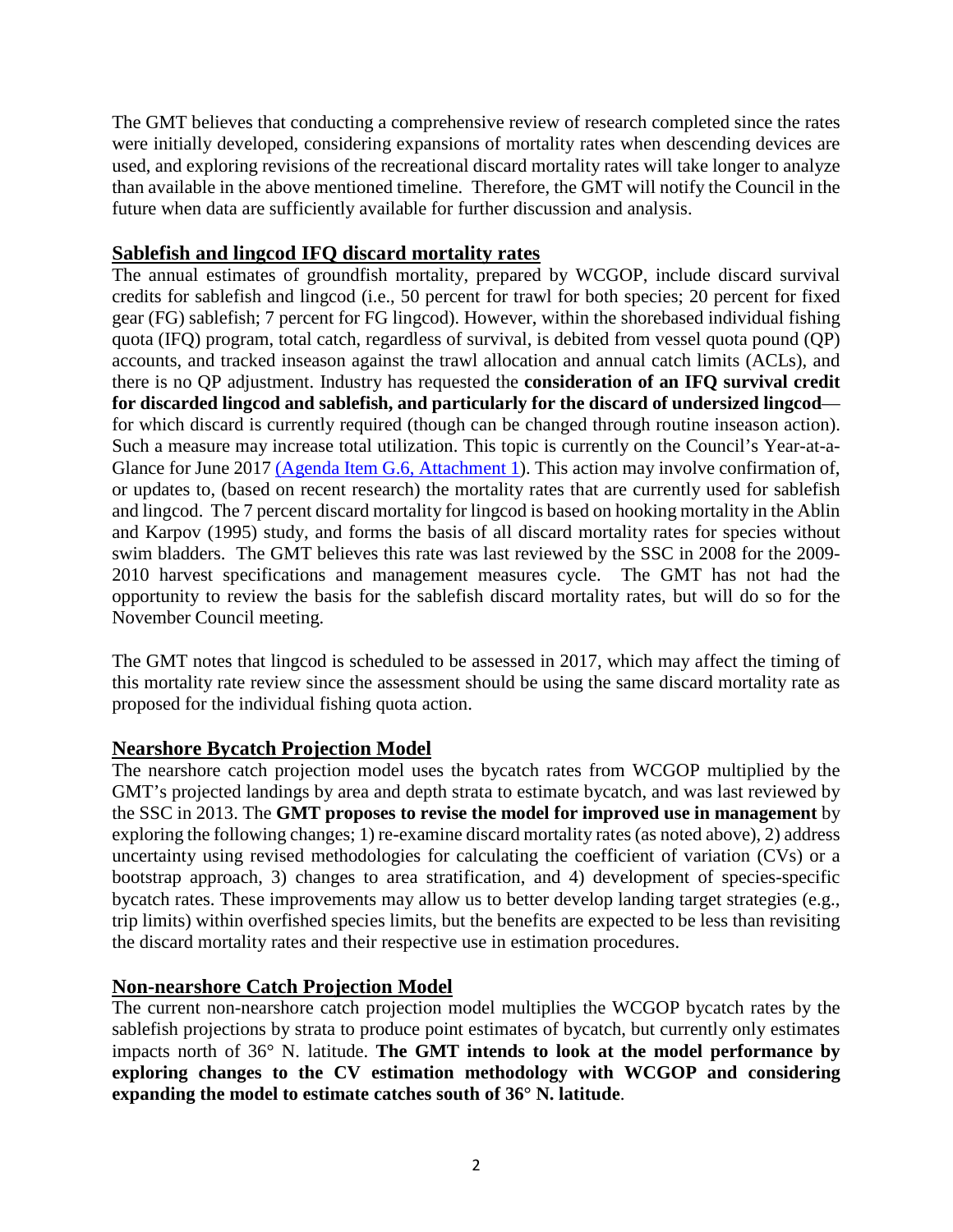The GMT believes that conducting a comprehensive review of research completed since the rates were initially developed, considering expansions of mortality rates when descending devices are used, and exploring revisions of the recreational discard mortality rates will take longer to analyze than available in the above mentioned timeline. Therefore, the GMT will notify the Council in the future when data are sufficiently available for further discussion and analysis.

## Sablefish and lingcod IFQ discard mortality rates

The annual estimates of groundfish mortality, prepared by WCGOP, include discard survival credits for sablefish and lingcod (i.e., 50 percent for trawl for both species; 20 percent for fixed gear (FG) sablefish; 7 percent for FG lingcod). However, within the shorebased individual fishing quota (IFQ) program, total catch, regardless of survival, is debited from vessel quota pound (QP) accounts, and tracked inseason against the trawl allocation and annual catch limits (ACLs), and there is no QP adjustment. Industry has requested the **consideration of an IFQ survival credit for discarded lingcod and sablefish, and particularly for the discard of undersized lingcod**—for which discard is currently required (though can be changed through routine inseason action). Such a measure may increase total utilization. This topic is currently on the Council's Year-at-a-Glance for June 2017 (Agenda Item G.6, Attachment 1). This action may involve confirmation of, or updates to, (based on recent research) the mortality rates that are currently used for sablefish and lingcod. The 7 percent discard mortality for lingcod is based on hooking mortality in the Ablin and Karpov (1995) study, and forms the basis of all discard mortality rates for species without swim bladders. The GMT believes this rate was last reviewed by the SSC in 2008 for the 2009-2010 harvest specifications and management measures cycle. The GMT has not had the opportunity to review the basis for the sablefish discard mortality rates, but will do so for the November Council meeting.

The GMT notes that lingcod is scheduled to be assessed in 2017, which may affect the timing of this mortality rate review since the assessment should be using the same discard mortality rate as proposed for the individual fishing quota action.

## Nearshore Bycatch Projection Model

The nearshore catch projection model uses the bycatch rates from WCGOP multiplied by the GMT's projected landings by area and depth strata to estimate bycatch, and was last reviewed by the SSC in 2013. The **GMT proposes to revise the model for improved use in management** by exploring the following changes; 1) re-examine discard mortality rates (as noted above), 2) address uncertainty using revised methodologies for calculating the coefficient of variation (CVs) or a bootstrap approach, 3) changes to area stratification, and 4) development of species-specific bycatch rates. These improvements may allow us to better develop landing target strategies (e.g., trip limits) within overfished species limits, but the benefits are expected to be less than revisiting the discard mortality rates and their respective use in estimation procedures.

## Non-nearshore Catch Projection Model

The current non-nearshore catch projection model multiplies the WCGOP bycatch rates by the sablefish projections by strata to produce point estimates of bycatch, but currently only estimates impacts north of 36° N. latitude. **The GMT intends to look at the model performance by exploring changes to the CV estimation methodology with WCGOP and considering expanding the model to estimate catches south of 36° N. latitude**.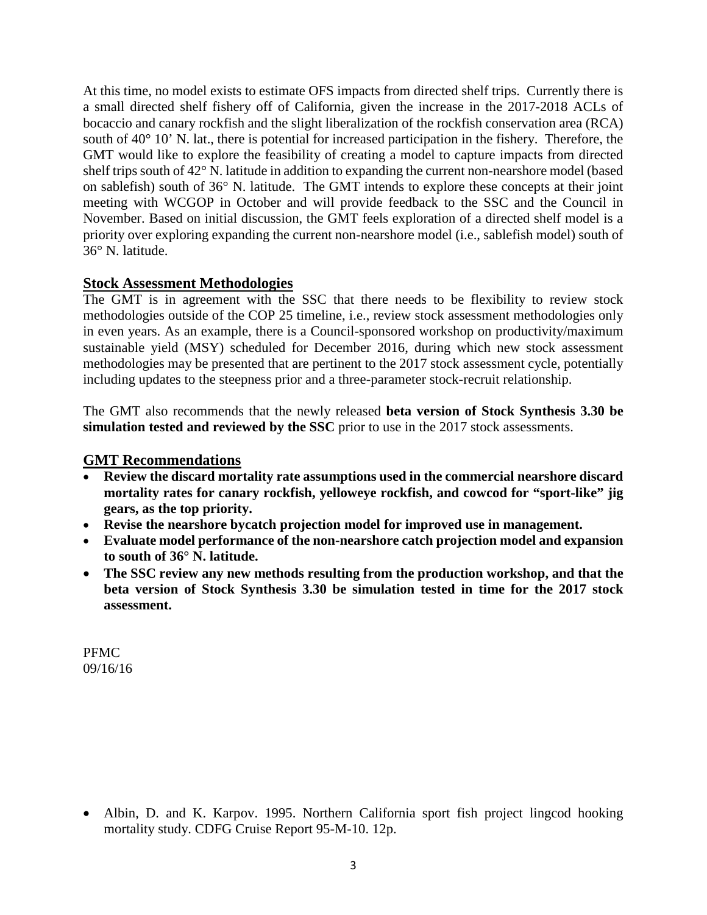At this time, no model exists to estimate OFS impacts from directed shelf trips. Currently there is a small directed shelf fishery off of California, given the increase in the 2017-2018 ACLs of bocaccio and canary rockfish and the slight liberalization of the rockfish conservation area (RCA) south of 40° 10' N. lat., there is potential for increased participation in the fishery. Therefore, the GMT would like to explore the feasibility of creating a model to capture impacts from directed shelf trips south of 42° N. latitude in addition to expanding the current non-nearshore model (based on sablefish) south of 36° N. latitude. The GMT intends to explore these concepts at their joint meeting with WCGOP in October and will provide feedback to the SSC and the Council in November. Based on initial discussion, the GMT feels exploration of a directed shelf model is a priority over exploring expanding the current non-nearshore model (i.e., sablefish model) south of 36° N. latitude.

## Stock Assessment Methodologies

The GMT is in agreement with the SSC that there needs to be flexibility to review stock methodologies outside of the COP 25 timeline, i.e., review stock assessment methodologies only in even years. As an example, there is a Council-sponsored workshop on productivity/maximum sustainable yield (MSY) scheduled for December 2016, during which new stock assessment methodologies may be presented that are pertinent to the 2017 stock assessment cycle, potentially including updates to the steepness prior and a three-parameter stock-recruit relationship.

The GMT also recommends that the newly released **beta version of Stock Synthesis 3.30 be simulation tested and reviewed by the SSC** prior to use in the 2017 stock assessments.

## GMT Recommendations

- **Review the discard mortality rate assumptions used in the commercial nearshore discard mortality rates for canary rockfish, yelloweye rockfish, and cowcod for "sport-like" jig gears, as the top priority.**
- **Revise the nearshore bycatch projection model for improved use in management.**
- **Evaluate model performance of the non-nearshore catch projection model and expansion to south of 36° N. latitude.**
- **The SSC review any new methods resulting from the production workshop, and that the beta version of Stock Synthesis 3.30 be simulation tested in time for the 2017 stock assessment.**

PFMC
09/16/16

- Albin, D. and K. Karpov. 1995. Northern California sport fish project lingcod hooking mortality study. CDFG Cruise Report 95-M-10. 12p.